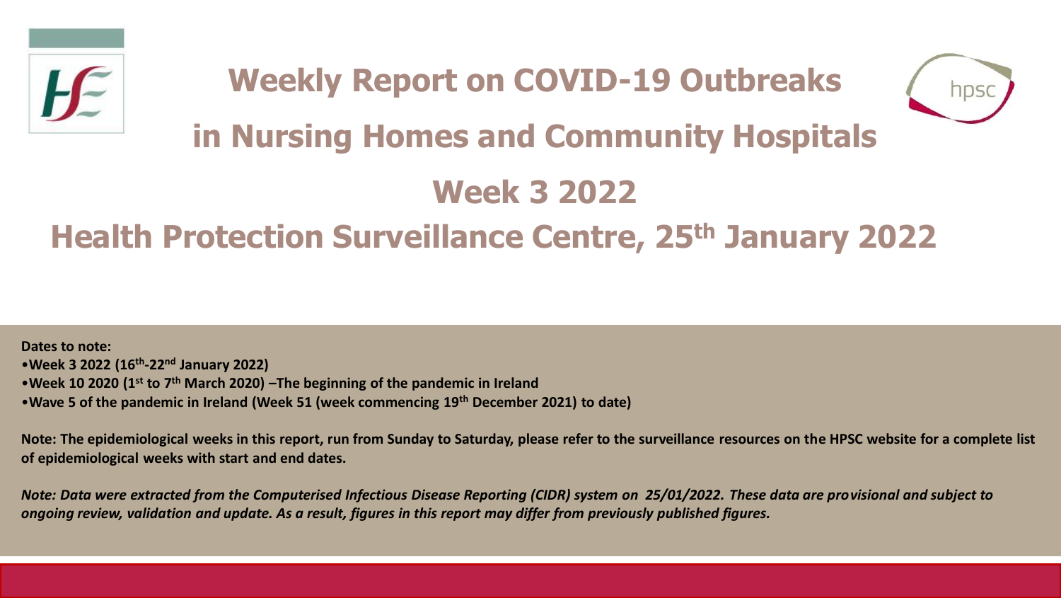# Weekly Report on COVID-19 Outbreaks in Nursing Homes and Community Hospitals

## Week 3 2022

## Health Protection Surveillance Centre, 25th January 2022

**Dates to note:**

- **Week 3 2022 (16th-22nd January 2022)**
- **Week 10 2020 (1st to 7th March 2020) –The beginning of the pandemic in Ireland**
- **Wave 5 of the pandemic in Ireland (Week 51 (week commencing 19th December 2021) to date)**

**Note: The epidemiological weeks in this report, run from Sunday to Saturday, please refer to the surveillance resources on the HPSC website for a complete list of epidemiological weeks with start and end dates.**

***Note: Data were extracted from the Computerised Infectious Disease Reporting (CIDR) system on 25/01/2022. These data are provisional and subject to ongoing review, validation and update. As a result, figures in this report may differ from previously published figures.***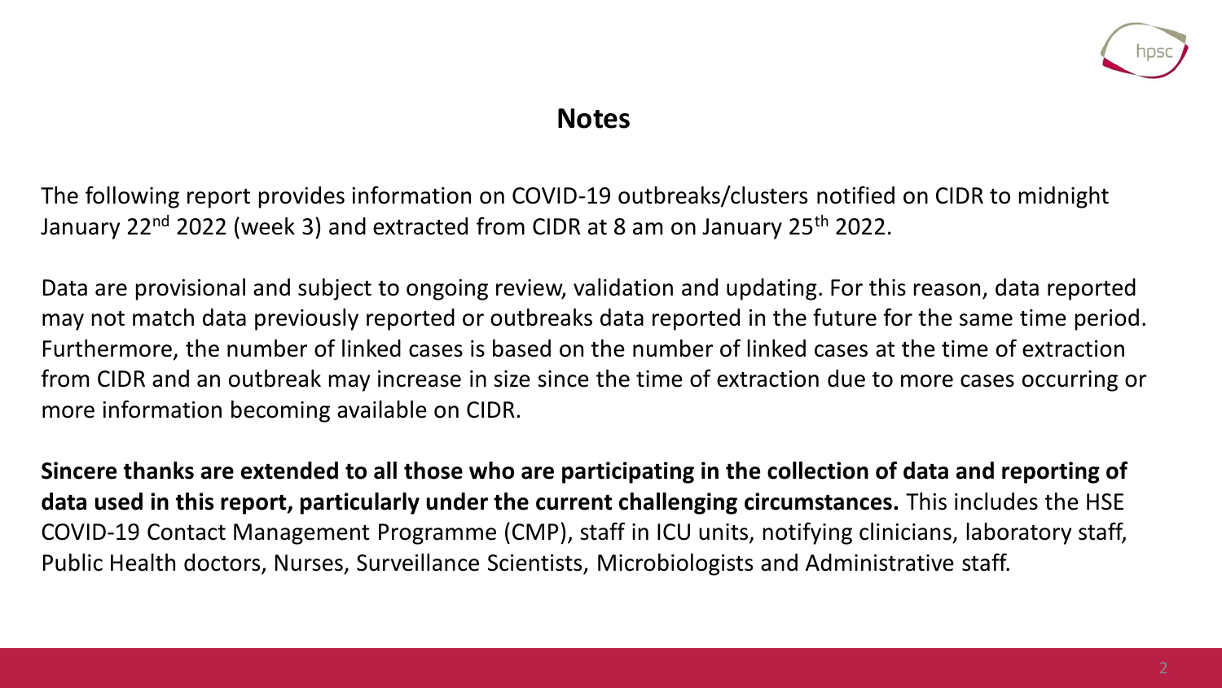## Notes

The following report provides information on COVID-19 outbreaks/clusters notified on CIDR to midnight January 22nd 2022 (week 3) and extracted from CIDR at 8 am on January 25th 2022.

Data are provisional and subject to ongoing review, validation and updating. For this reason, data reported may not match data previously reported or outbreaks data reported in the future for the same time period. Furthermore, the number of linked cases is based on the number of linked cases at the time of extraction from CIDR and an outbreak may increase in size since the time of extraction due to more cases occurring or more information becoming available on CIDR.

**Sincere thanks are extended to all those who are participating in the collection of data and reporting of data used in this report, particularly under the current challenging circumstances.** This includes the HSE COVID-19 Contact Management Programme (CMP), staff in ICU units, notifying clinicians, laboratory staff, Public Health doctors, Nurses, Surveillance Scientists, Microbiologists and Administrative staff.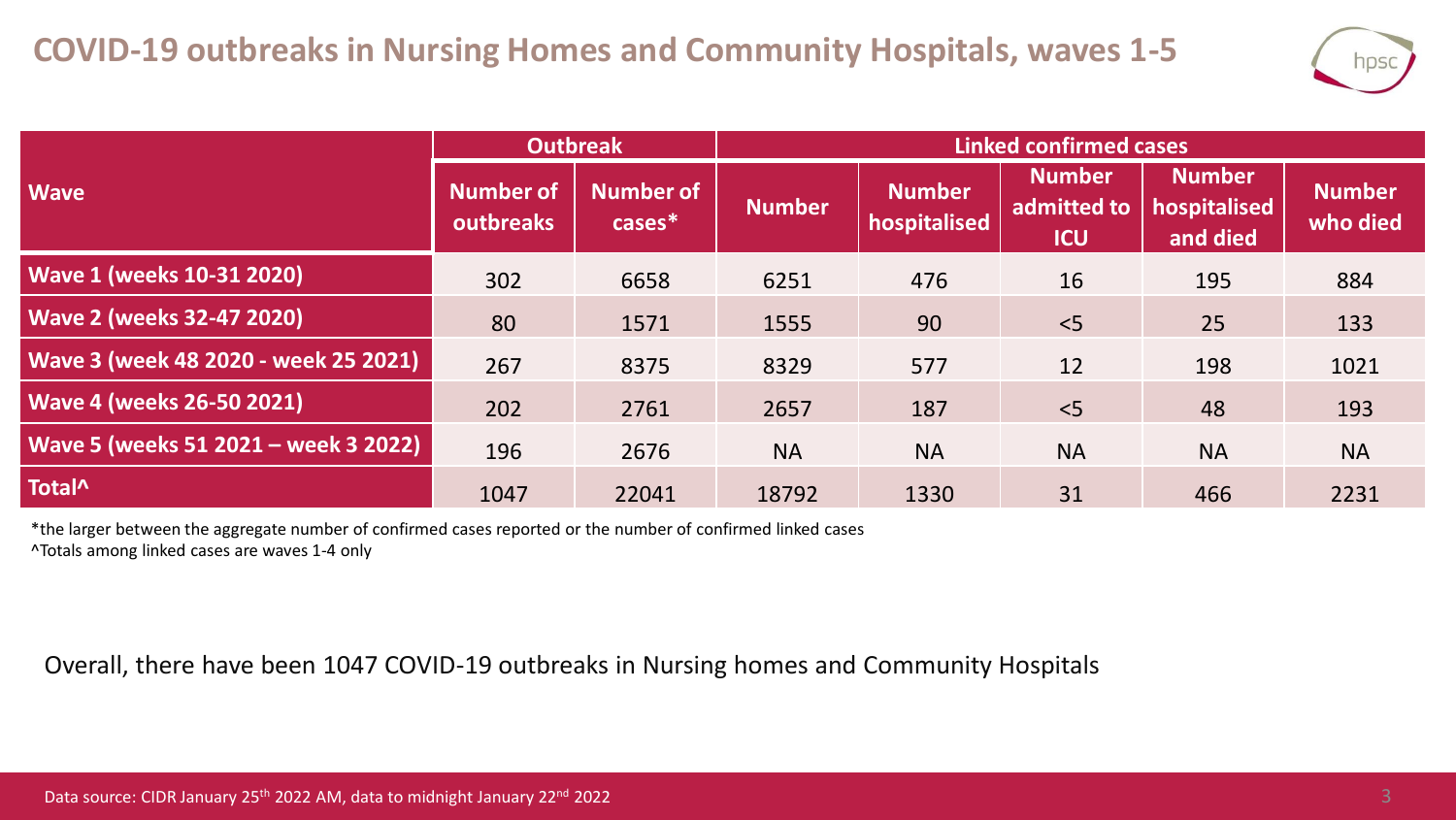# COVID-19 outbreaks in Nursing Homes and Community Hospitals, waves 1-5

| Wave | Outbreak | | Linked confirmed cases | | | | |
|---|---|---|---|---|---|---|---|
| | Number of outbreaks | Number of cases* | Number | Number hospitalised | Number admitted to ICU | Number hospitalised and died | Number who died |
| **Wave 1 (weeks 10-31 2020)** | 302 | 6658 | 6251 | 476 | 16 | 195 | 884 |
| **Wave 2 (weeks 32-47 2020)** | 80 | 1571 | 1555 | 90 | <5 | 25 | 133 |
| **Wave 3 (week 48 2020 - week 25 2021)** | 267 | 8375 | 8329 | 577 | 12 | 198 | 1021 |
| **Wave 4 (weeks 26-50 2021)** | 202 | 2761 | 2657 | 187 | <5 | 48 | 193 |
| **Wave 5 (weeks 51 2021 – week 3 2022)** | 196 | 2676 | NA | NA | NA | NA | NA |
| **Total^** | 1047 | 22041 | 18792 | 1330 | 31 | 466 | 2231 |

*the larger between the aggregate number of confirmed cases reported or the number of confirmed linked cases

^Totals among linked cases are waves 1-4 only

Overall, there have been 1047 COVID-19 outbreaks in Nursing homes and Community Hospitals

Data source: CIDR January 25th 2022 AM, data to midnight January 22nd 2022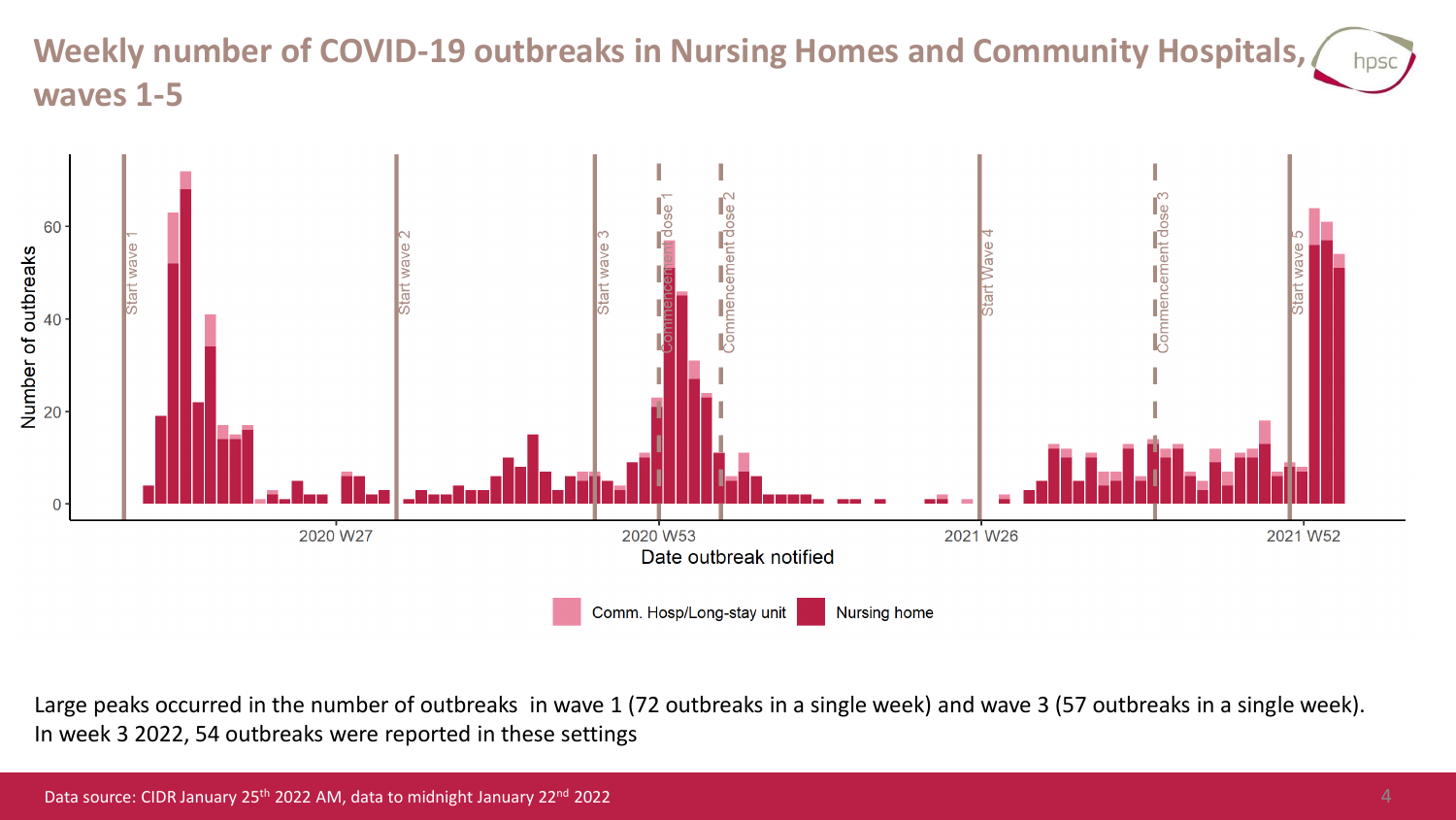# Weekly number of COVID-19 outbreaks in Nursing Homes and Community Hospitals, waves 1-5

Large peaks occurred in the number of outbreaks in wave 1 (72 outbreaks in a single week) and wave 3 (57 outbreaks in a single week). In week 3 2022, 54 outbreaks were reported in these settings

Data source: CIDR January 25th 2022 AM, data to midnight January 22nd 2022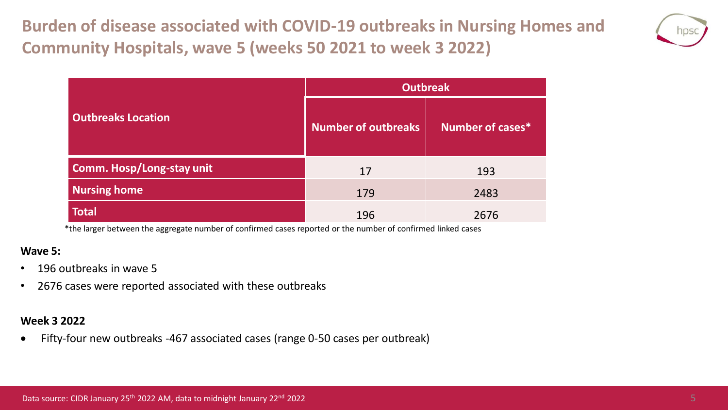# Burden of disease associated with COVID-19 outbreaks in Nursing Homes and Community Hospitals, wave 5 (weeks 50 2021 to week 3 2022)

| Outbreaks Location | Outbreak | |
|---|---|---|
| | Number of outbreaks | Number of cases* |
| Comm. Hosp/Long-stay unit | 17 | 193 |
| Nursing home | 179 | 2483 |
| Total | 196 | 2676 |

*the larger between the aggregate number of confirmed cases reported or the number of confirmed linked cases

**Wave 5:**

- 196 outbreaks in wave 5
- 2676 cases were reported associated with these outbreaks

**Week 3 2022**

- Fifty-four new outbreaks -467 associated cases (range 0-50 cases per outbreak)

Data source: CIDR January 25th 2022 AM, data to midnight January 22nd 2022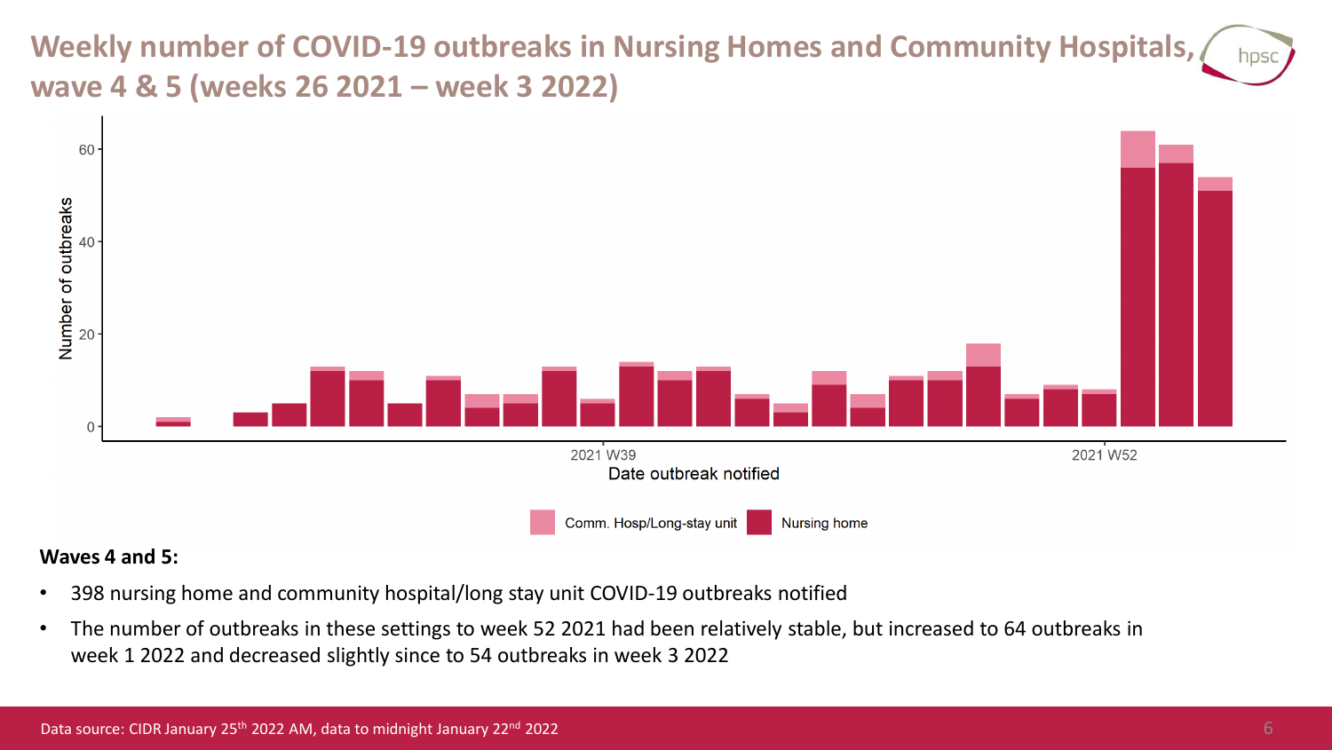# Weekly number of COVID-19 outbreaks in Nursing Homes and Community Hospitals, wave 4 & 5 (weeks 26 2021 – week 3 2022)

**Waves 4 and 5:**

- 398 nursing home and community hospital/long stay unit COVID-19 outbreaks notified
- The number of outbreaks in these settings to week 52 2021 had been relatively stable, but increased to 64 outbreaks in week 1 2022 and decreased slightly since to 54 outbreaks in week 3 2022

Data source: CIDR January 25th 2022 AM, data to midnight January 22nd 2022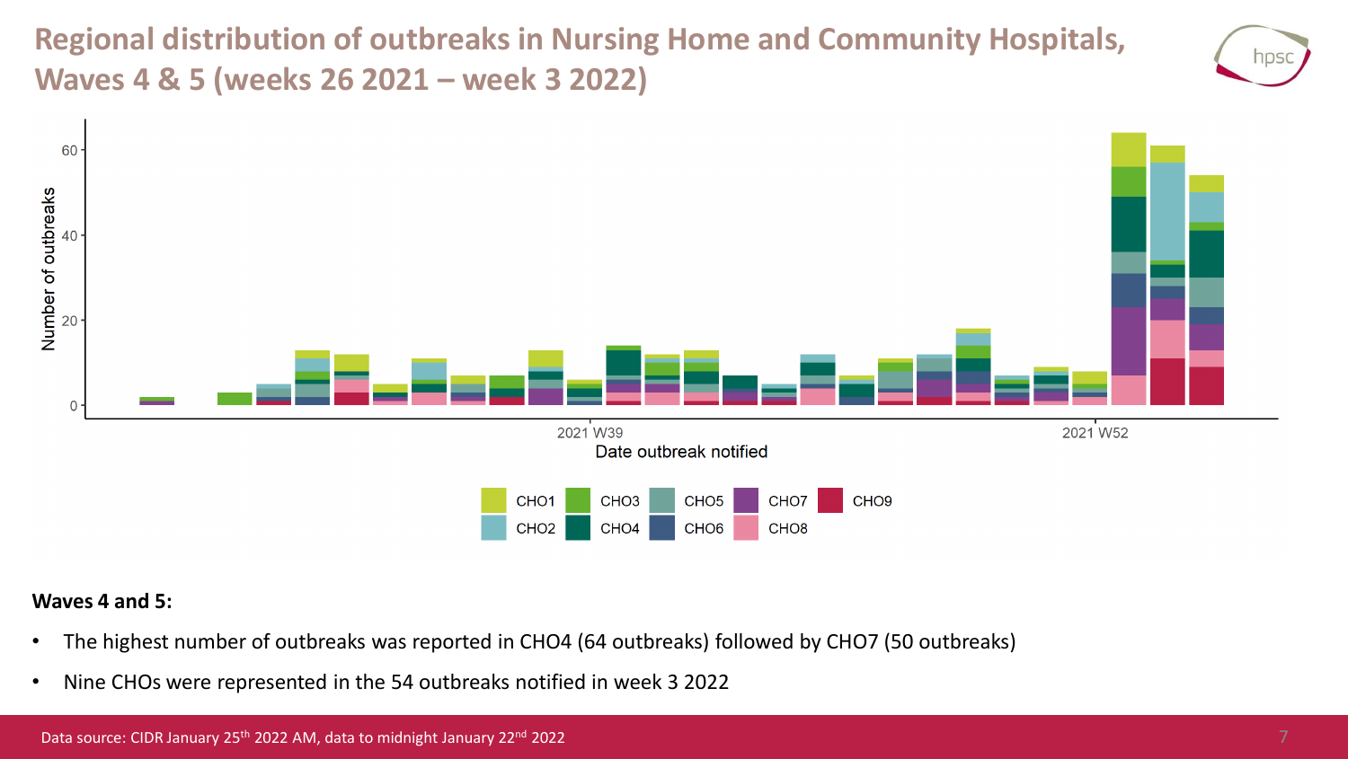# Regional distribution of outbreaks in Nursing Home and Community Hospitals, Waves 4 & 5 (weeks 26 2021 – week 3 2022)

**Waves 4 and 5:**

- The highest number of outbreaks was reported in CHO4 (64 outbreaks) followed by CHO7 (50 outbreaks)
- Nine CHOs were represented in the 54 outbreaks notified in week 3 2022

Data source: CIDR January 25th 2022 AM, data to midnight January 22nd 2022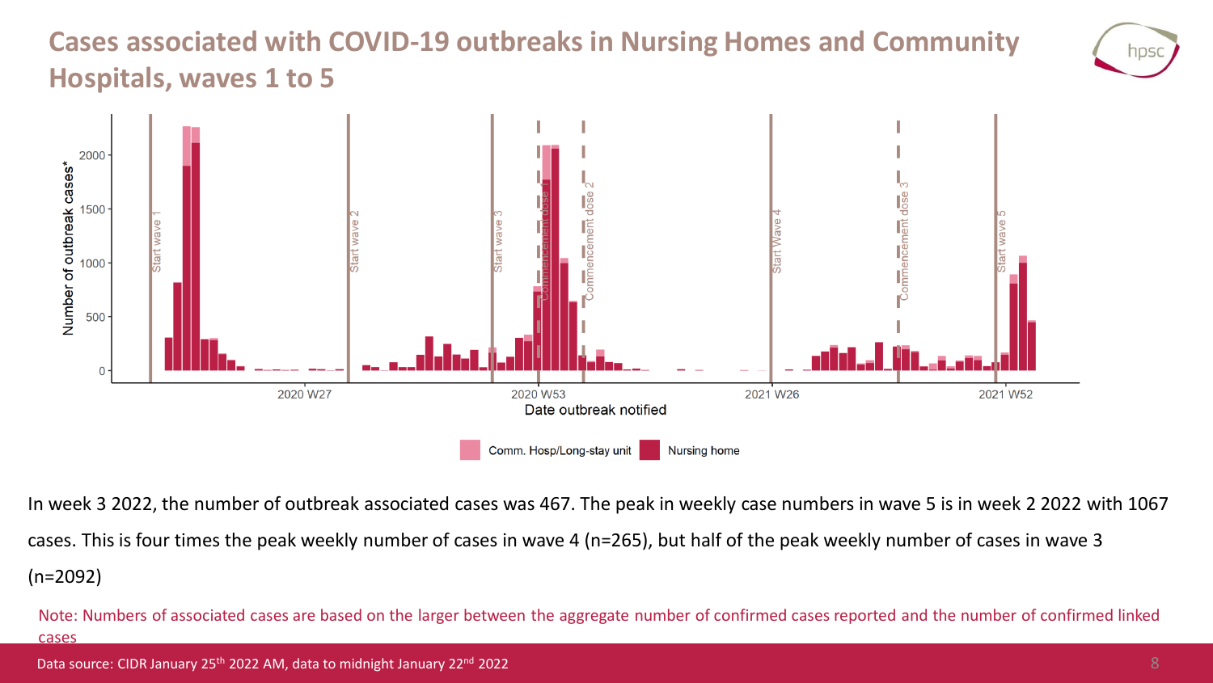# Cases associated with COVID-19 outbreaks in Nursing Homes and Community Hospitals, waves 1 to 5

In week 3 2022, the number of outbreak associated cases was 467. The peak in weekly case numbers in wave 5 is in week 2 2022 with 1067 cases. This is four times the peak weekly number of cases in wave 4 (n=265), but half of the peak weekly number of cases in wave 3 (n=2092)

Note: Numbers of associated cases are based on the larger between the aggregate number of confirmed cases reported and the number of confirmed linked cases

Data source: CIDR January 25th 2022 AM, data to midnight January 22nd 2022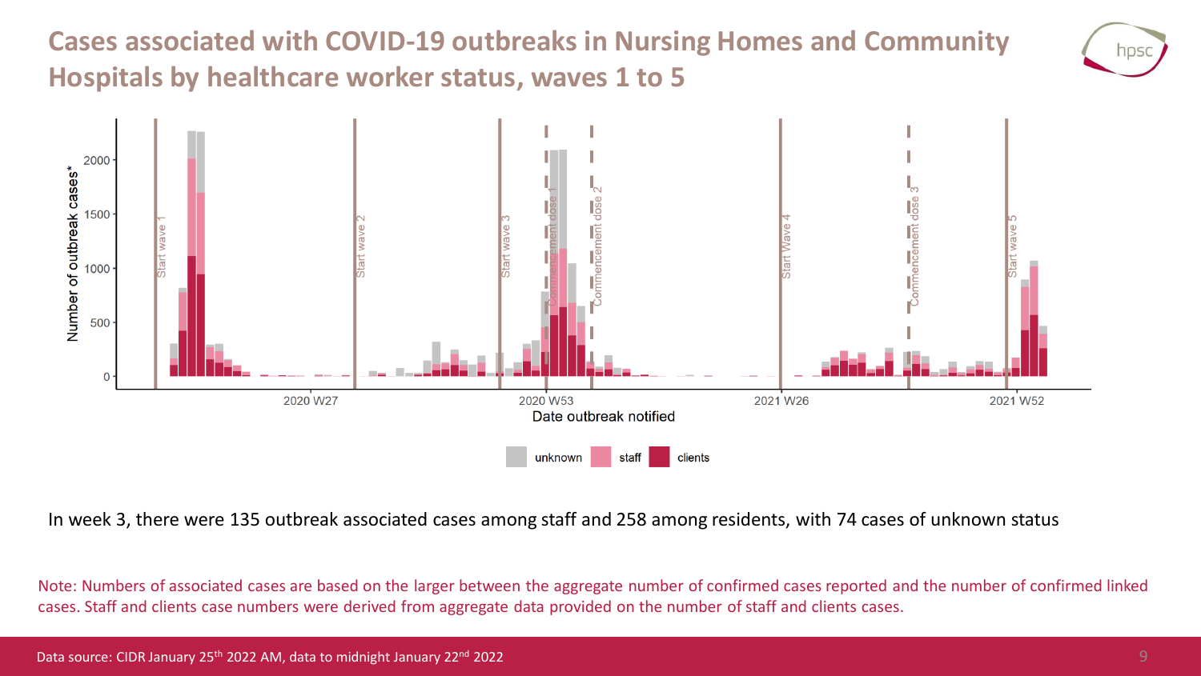# Cases associated with COVID-19 outbreaks in Nursing Homes and Community Hospitals by healthcare worker status, waves 1 to 5

In week 3, there were 135 outbreak associated cases among staff and 258 among residents, with 74 cases of unknown status

Note: Numbers of associated cases are based on the larger between the aggregate number of confirmed cases reported and the number of confirmed linked cases. Staff and clients case numbers were derived from aggregate data provided on the number of staff and clients cases.

Data source: CIDR January 25th 2022 AM, data to midnight January 22nd 2022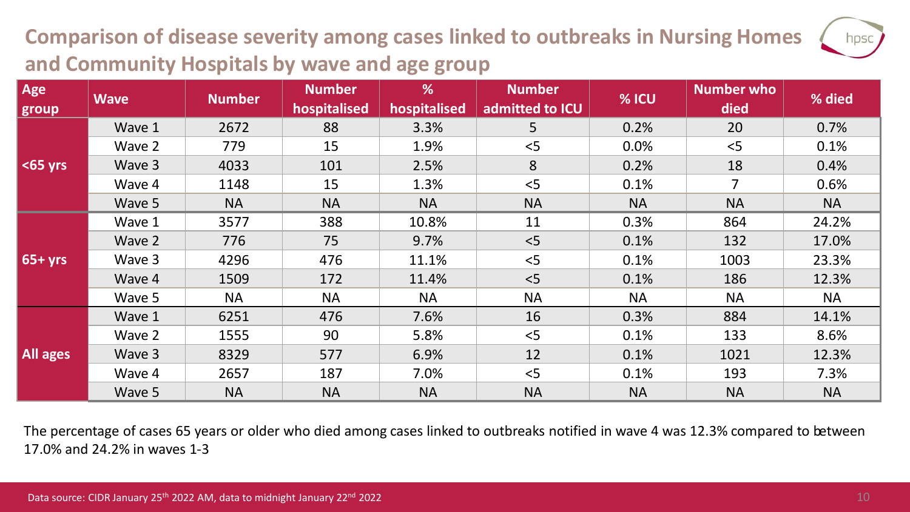# Comparison of disease severity among cases linked to outbreaks in Nursing Homes and Community Hospitals by wave and age group

| Age group | Wave | Number | Number hospitalised | % hospitalised | Number admitted to ICU | % ICU | Number who died | % died |
|---|---|---|---|---|---|---|---|---|
| <65 yrs | Wave 1 | 2672 | 88 | 3.3% | 5 | 0.2% | 20 | 0.7% |
| | Wave 2 | 779 | 15 | 1.9% | <5 | 0.0% | <5 | 0.1% |
| | Wave 3 | 4033 | 101 | 2.5% | 8 | 0.2% | 18 | 0.4% |
| | Wave 4 | 1148 | 15 | 1.3% | <5 | 0.1% | 7 | 0.6% |
| | Wave 5 | NA | NA | NA | NA | NA | NA | NA |
| 65+ yrs | Wave 1 | 3577 | 388 | 10.8% | 11 | 0.3% | 864 | 24.2% |
| | Wave 2 | 776 | 75 | 9.7% | <5 | 0.1% | 132 | 17.0% |
| | Wave 3 | 4296 | 476 | 11.1% | <5 | 0.1% | 1003 | 23.3% |
| | Wave 4 | 1509 | 172 | 11.4% | <5 | 0.1% | 186 | 12.3% |
| | Wave 5 | NA | NA | NA | NA | NA | NA | NA |
| All ages | Wave 1 | 6251 | 476 | 7.6% | 16 | 0.3% | 884 | 14.1% |
| | Wave 2 | 1555 | 90 | 5.8% | <5 | 0.1% | 133 | 8.6% |
| | Wave 3 | 8329 | 577 | 6.9% | 12 | 0.1% | 1021 | 12.3% |
| | Wave 4 | 2657 | 187 | 7.0% | <5 | 0.1% | 193 | 7.3% |
| | Wave 5 | NA | NA | NA | NA | NA | NA | NA |

The percentage of cases 65 years or older who died among cases linked to outbreaks notified in wave 4 was 12.3% compared to between 17.0% and 24.2% in waves 1-3

Data source: CIDR January 25th 2022 AM, data to midnight January 22nd 2022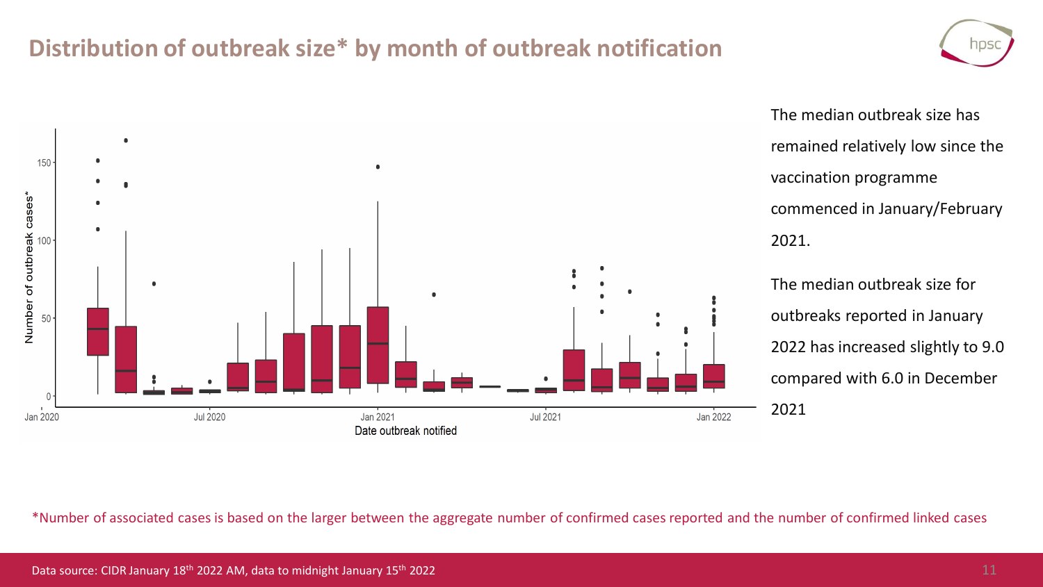# Distribution of outbreak size* by month of outbreak notification

Number of outbreak cases*

150

100

50

0

Jan 2020

Jul 2020

Jan 2021

Jul 2021

Jan 2022

Date outbreak notified

The median outbreak size has remained relatively low since the vaccination programme commenced in January/February 2021.

The median outbreak size for outbreaks reported in January 2022 has increased slightly to 9.0 compared with 6.0 in December 2021

*Number of associated cases is based on the larger between the aggregate number of confirmed cases reported and the number of confirmed linked cases

Data source: CIDR January 18th 2022 AM, data to midnight January 15th 2022